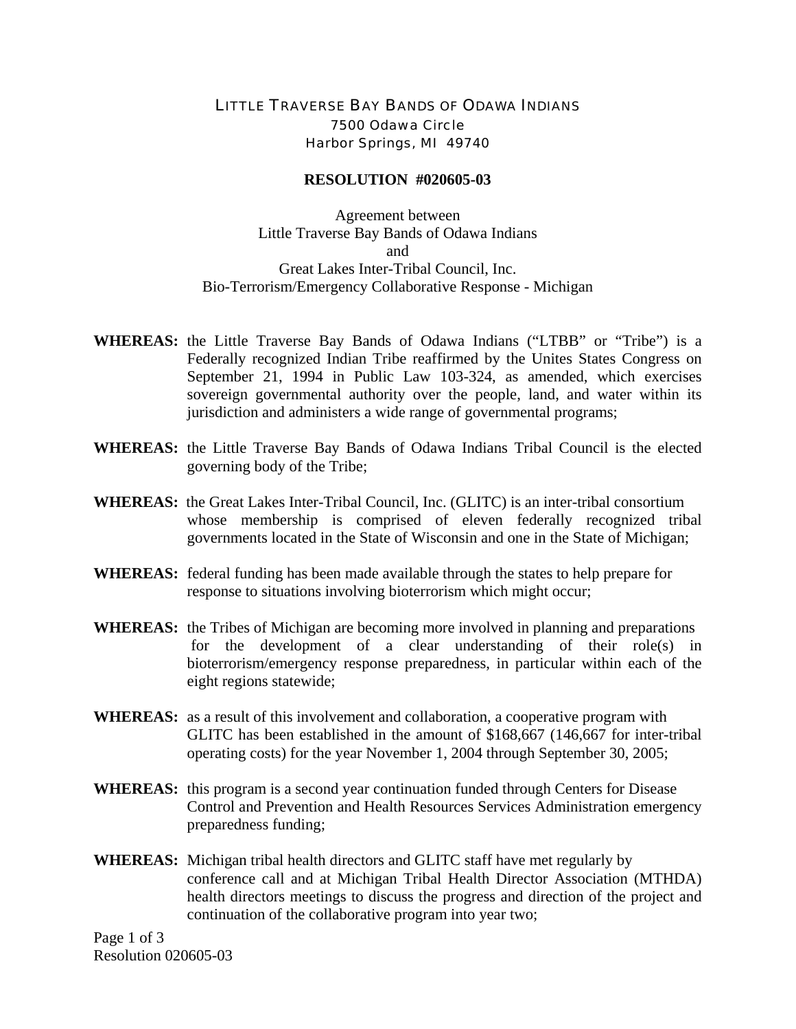LITTLE TRAVERSE BAY BANDS OF ODAWA INDIANS
7500 Odawa Circle
Harbor Springs, MI 49740

**RESOLUTION #020605-03**

Agreement between
Little Traverse Bay Bands of Odawa Indians
and
Great Lakes Inter-Tribal Council, Inc.
Bio-Terrorism/Emergency Collaborative Response - Michigan

**WHEREAS:** the Little Traverse Bay Bands of Odawa Indians ("LTBB" or "Tribe") is a Federally recognized Indian Tribe reaffirmed by the Unites States Congress on September 21, 1994 in Public Law 103-324, as amended, which exercises sovereign governmental authority over the people, land, and water within its jurisdiction and administers a wide range of governmental programs;

**WHEREAS:** the Little Traverse Bay Bands of Odawa Indians Tribal Council is the elected governing body of the Tribe;

**WHEREAS:** the Great Lakes Inter-Tribal Council, Inc. (GLITC) is an inter-tribal consortium whose membership is comprised of eleven federally recognized tribal governments located in the State of Wisconsin and one in the State of Michigan;

**WHEREAS:** federal funding has been made available through the states to help prepare for response to situations involving bioterrorism which might occur;

**WHEREAS:** the Tribes of Michigan are becoming more involved in planning and preparations for the development of a clear understanding of their role(s) in bioterrorism/emergency response preparedness, in particular within each of the eight regions statewide;

**WHEREAS:** as a result of this involvement and collaboration, a cooperative program with GLITC has been established in the amount of $168,667 (146,667 for inter-tribal operating costs) for the year November 1, 2004 through September 30, 2005;

**WHEREAS:** this program is a second year continuation funded through Centers for Disease Control and Prevention and Health Resources Services Administration emergency preparedness funding;

**WHEREAS:** Michigan tribal health directors and GLITC staff have met regularly by conference call and at Michigan Tribal Health Director Association (MTHDA) health directors meetings to discuss the progress and direction of the project and continuation of the collaborative program into year two;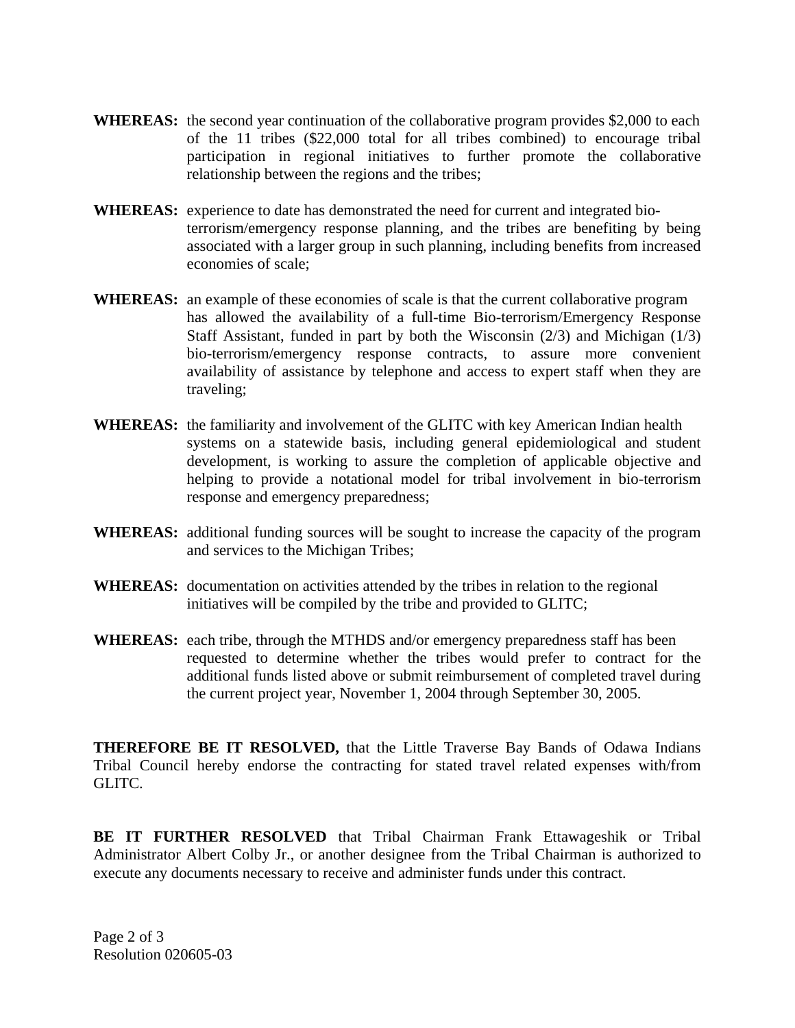**WHEREAS:** the second year continuation of the collaborative program provides $2,000 to each of the 11 tribes ($22,000 total for all tribes combined) to encourage tribal participation in regional initiatives to further promote the collaborative relationship between the regions and the tribes;

**WHEREAS:** experience to date has demonstrated the need for current and integrated bio-terrorism/emergency response planning, and the tribes are benefiting by being associated with a larger group in such planning, including benefits from increased economies of scale;

**WHEREAS:** an example of these economies of scale is that the current collaborative program has allowed the availability of a full-time Bio-terrorism/Emergency Response Staff Assistant, funded in part by both the Wisconsin (2/3) and Michigan (1/3) bio-terrorism/emergency response contracts, to assure more convenient availability of assistance by telephone and access to expert staff when they are traveling;

**WHEREAS:** the familiarity and involvement of the GLITC with key American Indian health systems on a statewide basis, including general epidemiological and student development, is working to assure the completion of applicable objective and helping to provide a notational model for tribal involvement in bio-terrorism response and emergency preparedness;

**WHEREAS:** additional funding sources will be sought to increase the capacity of the program and services to the Michigan Tribes;

**WHEREAS:** documentation on activities attended by the tribes in relation to the regional initiatives will be compiled by the tribe and provided to GLITC;

**WHEREAS:** each tribe, through the MTHDS and/or emergency preparedness staff has been requested to determine whether the tribes would prefer to contract for the additional funds listed above or submit reimbursement of completed travel during the current project year, November 1, 2004 through September 30, 2005.

**THEREFORE BE IT RESOLVED,** that the Little Traverse Bay Bands of Odawa Indians Tribal Council hereby endorse the contracting for stated travel related expenses with/from GLITC.

**BE IT FURTHER RESOLVED** that Tribal Chairman Frank Ettawageshik or Tribal Administrator Albert Colby Jr., or another designee from the Tribal Chairman is authorized to execute any documents necessary to receive and administer funds under this contract.

Resolution 020605-03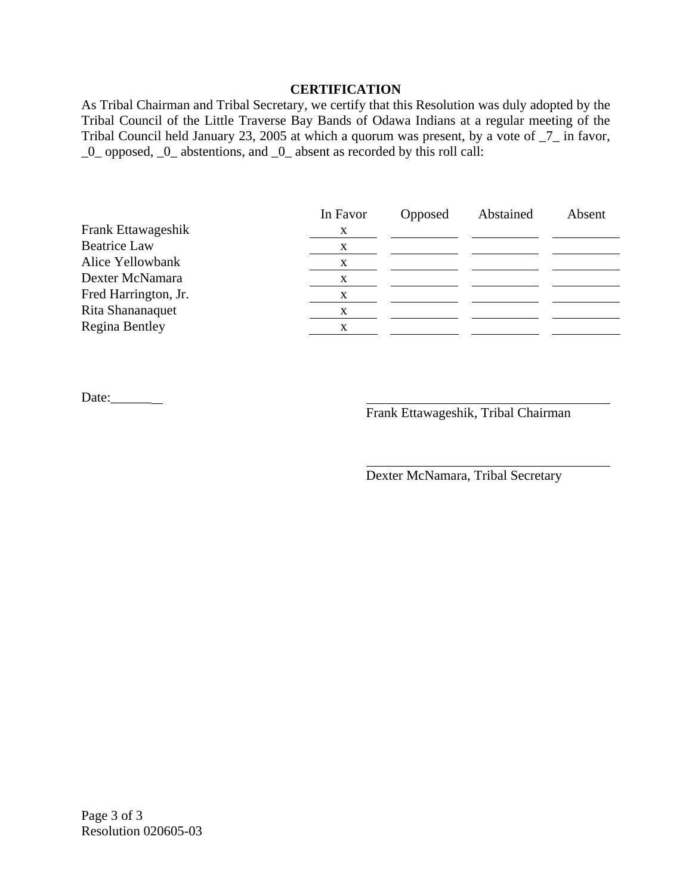**CERTIFICATION**

As Tribal Chairman and Tribal Secretary, we certify that this Resolution was duly adopted by the Tribal Council of the Little Traverse Bay Bands of Odawa Indians at a regular meeting of the Tribal Council held January 23, 2005 at which a quorum was present, by a vote of _7_ in favor, _0_ opposed, _0_ abstentions, and _0_ absent as recorded by this roll call:

| | In Favor | Opposed | Abstained | Absent |
|---|---|---|---|---|
| Frank Ettawageshik | x | | | |
| Beatrice Law | x | | | |
| Alice Yellowbank | x | | | |
| Dexter McNamara | x | | | |
| Fred Harrington, Jr. | x | | | |
| Rita Shananaquet | x | | | |
| Regina Bentley | x | | | |

Date:________

_____________________________________
Frank Ettawageshik, Tribal Chairman

_____________________________________
Dexter McNamara, Tribal Secretary

Resolution 020605-03